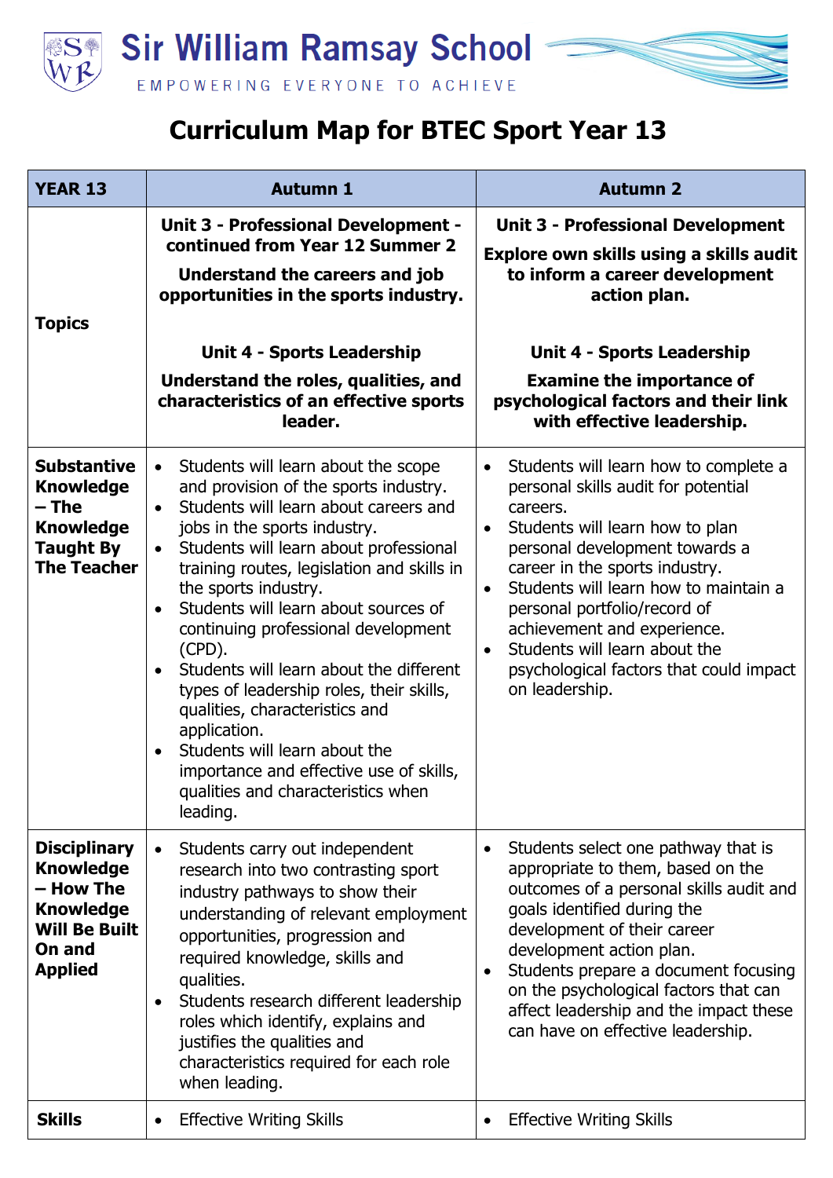# Sir William Ramsay School

EMPOWERING EVERYONE TO ACHIEVE

## Curriculum Map for BTEC Sport Year 13

| YEAR 13 | Autumn 1 | Autumn 2 |
|---|---|---|
| **Topics** | **Unit 3 - Professional Development - continued from Year 12 Summer 2**<br>**Understand the careers and job opportunities in the sports industry.**<br><br>**Unit 4 - Sports Leadership**<br>**Understand the roles, qualities, and characteristics of an effective sports leader.** | **Unit 3 - Professional Development**<br>**Explore own skills using a skills audit to inform a career development action plan.**<br><br>**Unit 4 - Sports Leadership**<br>**Examine the importance of psychological factors and their link with effective leadership.** |
| **Substantive Knowledge – The Knowledge Taught By The Teacher** | • Students will learn about the scope and provision of the sports industry.<br>• Students will learn about careers and jobs in the sports industry.<br>• Students will learn about professional training routes, legislation and skills in the sports industry.<br>• Students will learn about sources of continuing professional development (CPD).<br>• Students will learn about the different types of leadership roles, their skills, qualities, characteristics and application.<br>• Students will learn about the importance and effective use of skills, qualities and characteristics when leading. | • Students will learn how to complete a personal skills audit for potential careers.<br>• Students will learn how to plan personal development towards a career in the sports industry.<br>• Students will learn how to maintain a personal portfolio/record of achievement and experience.<br>• Students will learn about the psychological factors that could impact on leadership. |
| **Disciplinary Knowledge – How The Knowledge Will Be Built On and Applied** | • Students carry out independent research into two contrasting sport industry pathways to show their understanding of relevant employment opportunities, progression and required knowledge, skills and qualities.<br>• Students research different leadership roles which identify, explains and justifies the qualities and characteristics required for each role when leading. | • Students select one pathway that is appropriate to them, based on the outcomes of a personal skills audit and goals identified during the development of their career development action plan.<br>• Students prepare a document focusing on the psychological factors that can affect leadership and the impact these can have on effective leadership. |
| **Skills** | • Effective Writing Skills | • Effective Writing Skills |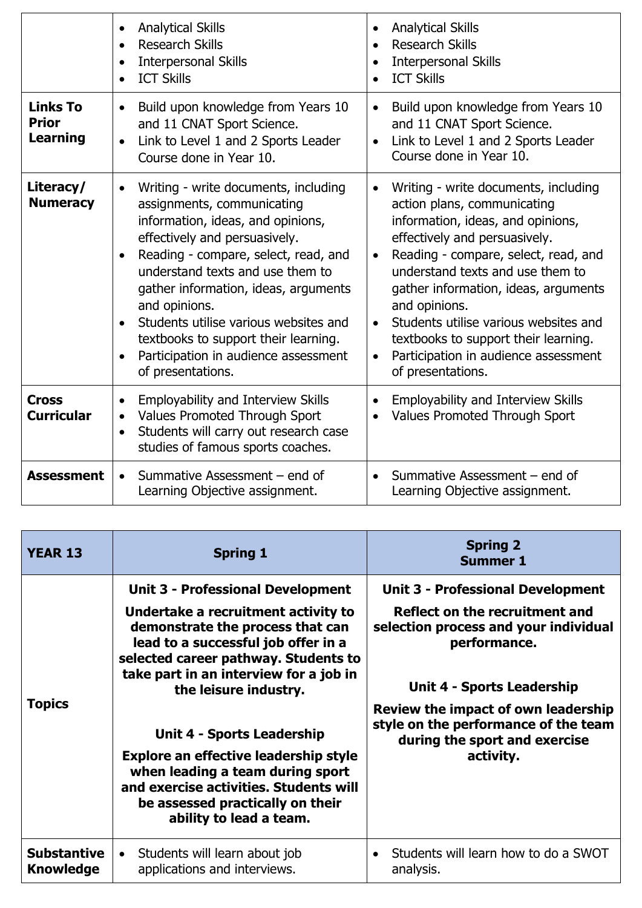| | | |
|---|---|---|
| | • Analytical Skills<br>• Research Skills<br>• Interpersonal Skills<br>• ICT Skills | • Analytical Skills<br>• Research Skills<br>• Interpersonal Skills<br>• ICT Skills |
| **Links To Prior Learning** | • Build upon knowledge from Years 10 and 11 CNAT Sport Science.<br>• Link to Level 1 and 2 Sports Leader Course done in Year 10. | • Build upon knowledge from Years 10 and 11 CNAT Sport Science.<br>• Link to Level 1 and 2 Sports Leader Course done in Year 10. |
| **Literacy/ Numeracy** | • Writing - write documents, including assignments, communicating information, ideas, and opinions, effectively and persuasively.<br>• Reading - compare, select, read, and understand texts and use them to gather information, ideas, arguments and opinions.<br>• Students utilise various websites and textbooks to support their learning.<br>• Participation in audience assessment of presentations. | • Writing - write documents, including action plans, communicating information, ideas, and opinions, effectively and persuasively.<br>• Reading - compare, select, read, and understand texts and use them to gather information, ideas, arguments and opinions.<br>• Students utilise various websites and textbooks to support their learning.<br>• Participation in audience assessment of presentations. |
| **Cross Curricular** | • Employability and Interview Skills<br>• Values Promoted Through Sport<br>• Students will carry out research case studies of famous sports coaches. | • Employability and Interview Skills<br>• Values Promoted Through Sport |
| **Assessment** | • Summative Assessment – end of Learning Objective assignment. | • Summative Assessment – end of Learning Objective assignment. |

| **YEAR 13** | **Spring 1** | **Spring 2<br>Summer 1** |
|---|---|---|
| **Topics** | **Unit 3 - Professional Development**<br><br>**Undertake a recruitment activity to demonstrate the process that can lead to a successful job offer in a selected career pathway. Students to take part in an interview for a job in the leisure industry.**<br><br>**Unit 4 - Sports Leadership**<br><br>**Explore an effective leadership style when leading a team during sport and exercise activities. Students will be assessed practically on their ability to lead a team.** | **Unit 3 - Professional Development**<br><br>**Reflect on the recruitment and selection process and your individual performance.**<br><br>**Unit 4 - Sports Leadership**<br><br>**Review the impact of own leadership style on the performance of the team during the sport and exercise activity.** |
| **Substantive Knowledge** | • Students will learn about job applications and interviews. | • Students will learn how to do a SWOT analysis. |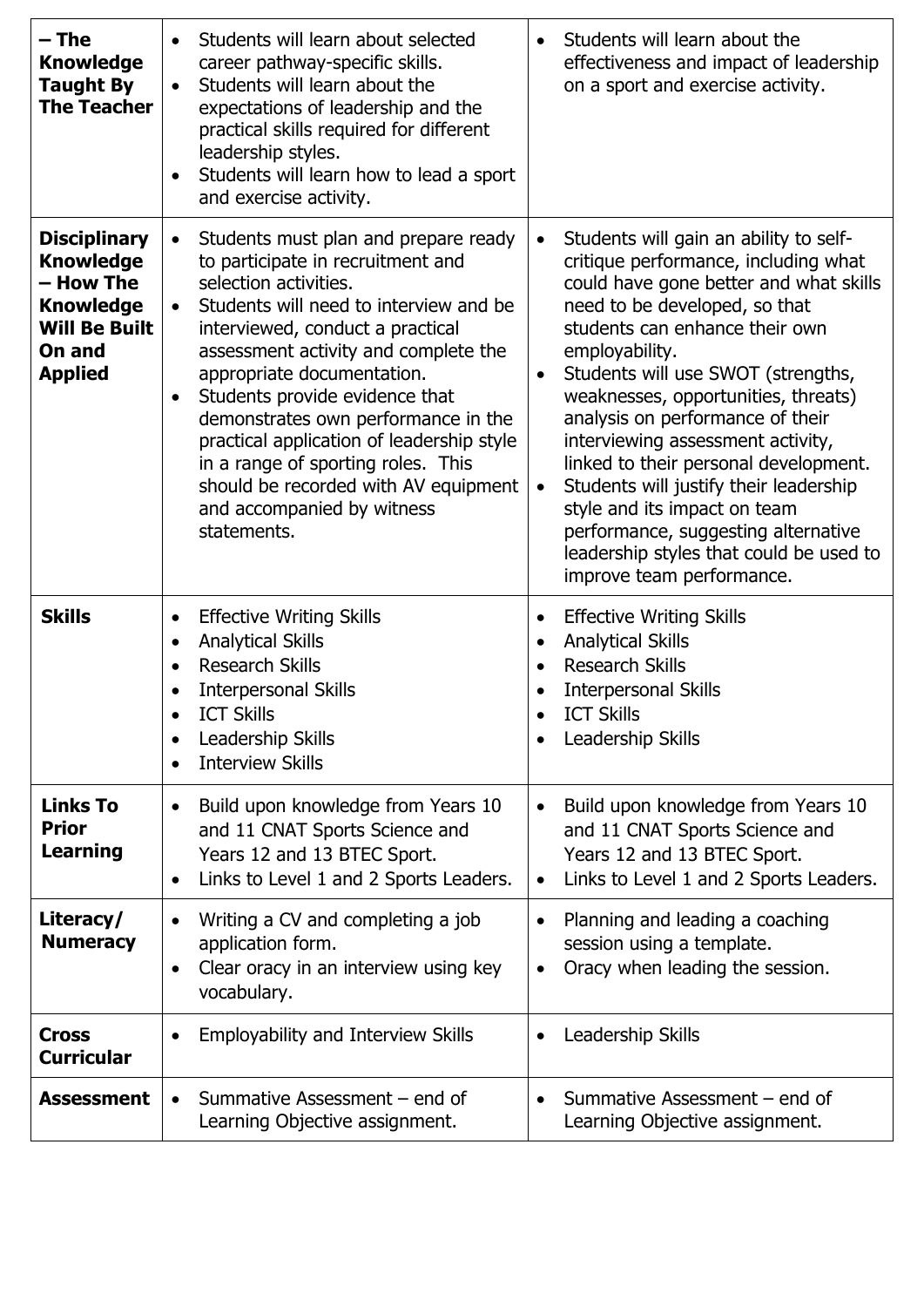| | | |
|---|---|---|
| **– The Knowledge Taught By The Teacher** | • Students will learn about selected career pathway-specific skills.<br>• Students will learn about the expectations of leadership and the practical skills required for different leadership styles.<br>• Students will learn how to lead a sport and exercise activity. | • Students will learn about the effectiveness and impact of leadership on a sport and exercise activity. |
| **Disciplinary Knowledge – How The Knowledge Will Be Built On and Applied** | • Students must plan and prepare ready to participate in recruitment and selection activities.<br>• Students will need to interview and be interviewed, conduct a practical assessment activity and complete the appropriate documentation.<br>• Students provide evidence that demonstrates own performance in the practical application of leadership style in a range of sporting roles. This should be recorded with AV equipment and accompanied by witness statements. | • Students will gain an ability to self-critique performance, including what could have gone better and what skills need to be developed, so that students can enhance their own employability.<br>• Students will use SWOT (strengths, weaknesses, opportunities, threats) analysis on performance of their interviewing assessment activity, linked to their personal development.<br>• Students will justify their leadership style and its impact on team performance, suggesting alternative leadership styles that could be used to improve team performance. |
| **Skills** | • Effective Writing Skills<br>• Analytical Skills<br>• Research Skills<br>• Interpersonal Skills<br>• ICT Skills<br>• Leadership Skills<br>• Interview Skills | • Effective Writing Skills<br>• Analytical Skills<br>• Research Skills<br>• Interpersonal Skills<br>• ICT Skills<br>• Leadership Skills |
| **Links To Prior Learning** | • Build upon knowledge from Years 10 and 11 CNAT Sports Science and Years 12 and 13 BTEC Sport.<br>• Links to Level 1 and 2 Sports Leaders. | • Build upon knowledge from Years 10 and 11 CNAT Sports Science and Years 12 and 13 BTEC Sport.<br>• Links to Level 1 and 2 Sports Leaders. |
| **Literacy/ Numeracy** | • Writing a CV and completing a job application form.<br>• Clear oracy in an interview using key vocabulary. | • Planning and leading a coaching session using a template.<br>• Oracy when leading the session. |
| **Cross Curricular** | • Employability and Interview Skills | • Leadership Skills |
| **Assessment** | • Summative Assessment – end of Learning Objective assignment. | • Summative Assessment – end of Learning Objective assignment. |